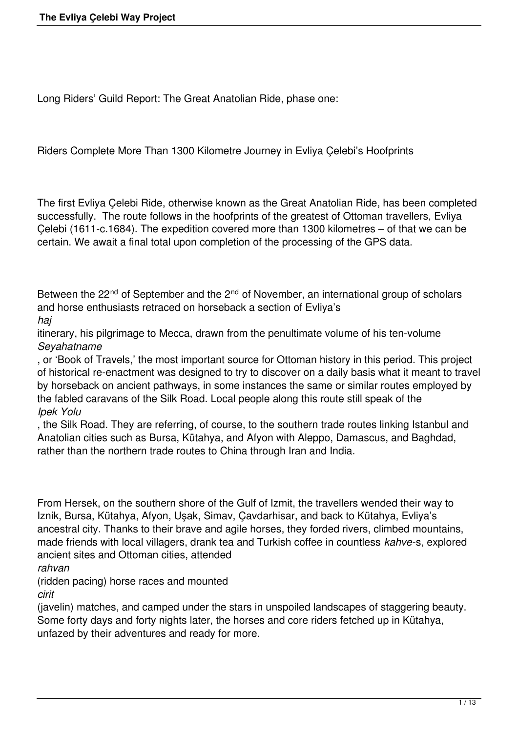Long Riders' Guild Report: The Great Anatolian Ride, phase one:

Riders Complete More Than 1300 Kilometre Journey in Evliya Çelebi's Hoofprints

The first Evliya Çelebi Ride, otherwise known as the Great Anatolian Ride, has been completed successfully. The route follows in the hoofprints of the greatest of Ottoman travellers, Evliya Çelebi (1611-c.1684). The expedition covered more than 1300 kilometres – of that we can be certain. We await a final total upon completion of the processing of the GPS data.

Between the 22nd of September and the 2nd of November, an international group of scholars and horse enthusiasts retraced on horseback a section of Evliya's *haj* itinerary, his pilgrimage to Mecca, drawn from the penultimate volume of his ten-volume *Seyahatname*, or 'Book of Travels,' the most important source for Ottoman history in this period. This project of historical re-enactment was designed to try to discover on a daily basis what it meant to travel by horseback on ancient pathways, in some instances the same or similar routes employed by the fabled caravans of the Silk Road. Local people along this route still speak of the *Ipek Yolu*, the Silk Road. They are referring, of course, to the southern trade routes linking Istanbul and Anatolian cities such as Bursa, Kütahya, and Afyon with Aleppo, Damascus, and Baghdad, rather than the northern trade routes to China through Iran and India.

From Hersek, on the southern shore of the Gulf of Izmit, the travellers wended their way to Iznik, Bursa, Kütahya, Afyon, Uşak, Simav, Çavdarhisar, and back to Kütahya, Evliya's ancestral city. Thanks to their brave and agile horses, they forded rivers, climbed mountains, made friends with local villagers, drank tea and Turkish coffee in countless *kahve*-s, explored ancient sites and Ottoman cities, attended *rahvan* (ridden pacing) horse races and mounted *cirit* (javelin) matches, and camped under the stars in unspoiled landscapes of staggering beauty. Some forty days and forty nights later, the horses and core riders fetched up in Kütahya, unfazed by their adventures and ready for more.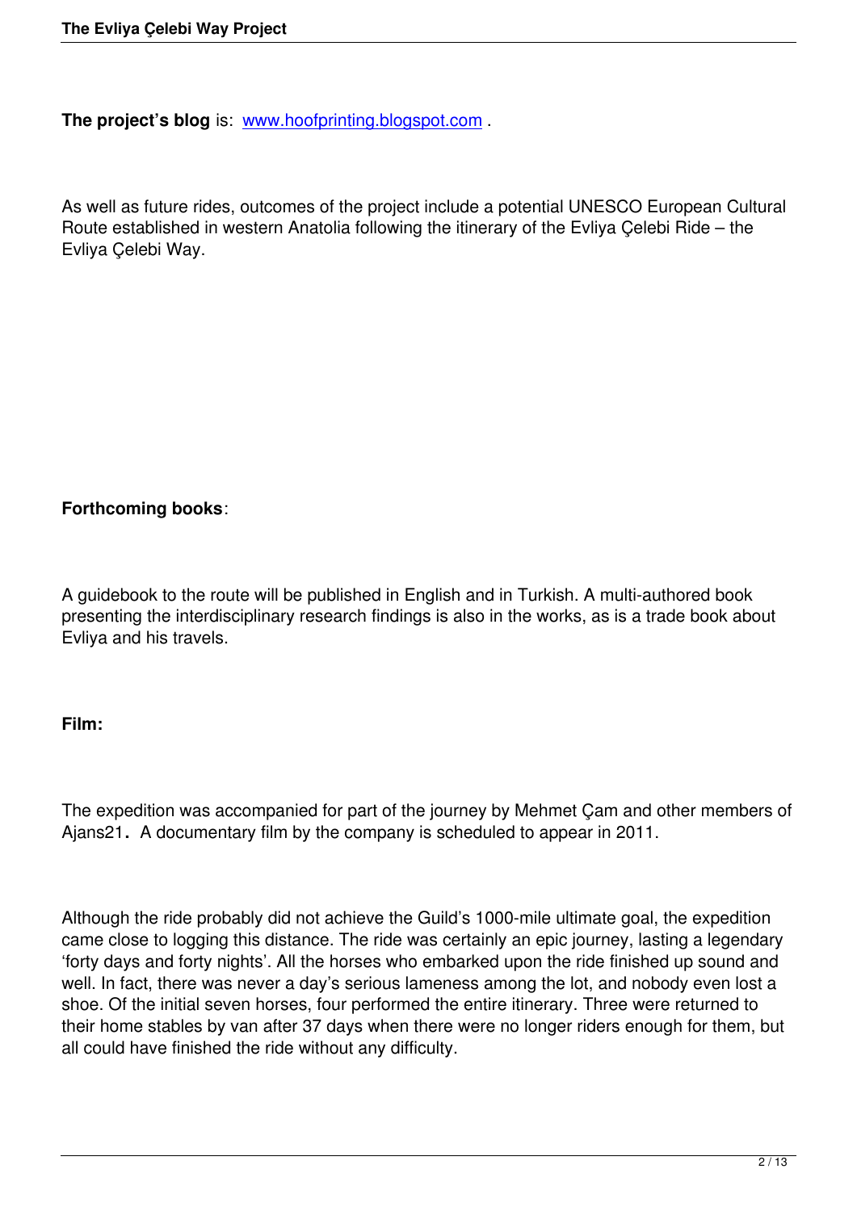**The project's blog** is: www.hoofprinting.blogspot.com .

As well as future rides, outcomes of the project include a potential UNESCO European Cultural Route established in western Anatolia following the itinerary of the Evliya Çelebi Ride – the Evliya Çelebi Way.

**Forthcoming books**:

A guidebook to the route will be published in English and in Turkish. A multi-authored book presenting the interdisciplinary research findings is also in the works, as is a trade book about Evliya and his travels.

**Film:**

The expedition was accompanied for part of the journey by Mehmet Çam and other members of Ajans21**.** A documentary film by the company is scheduled to appear in 2011.

Although the ride probably did not achieve the Guild's 1000-mile ultimate goal, the expedition came close to logging this distance. The ride was certainly an epic journey, lasting a legendary 'forty days and forty nights'. All the horses who embarked upon the ride finished up sound and well. In fact, there was never a day's serious lameness among the lot, and nobody even lost a shoe. Of the initial seven horses, four performed the entire itinerary. Three were returned to their home stables by van after 37 days when there were no longer riders enough for them, but all could have finished the ride without any difficulty.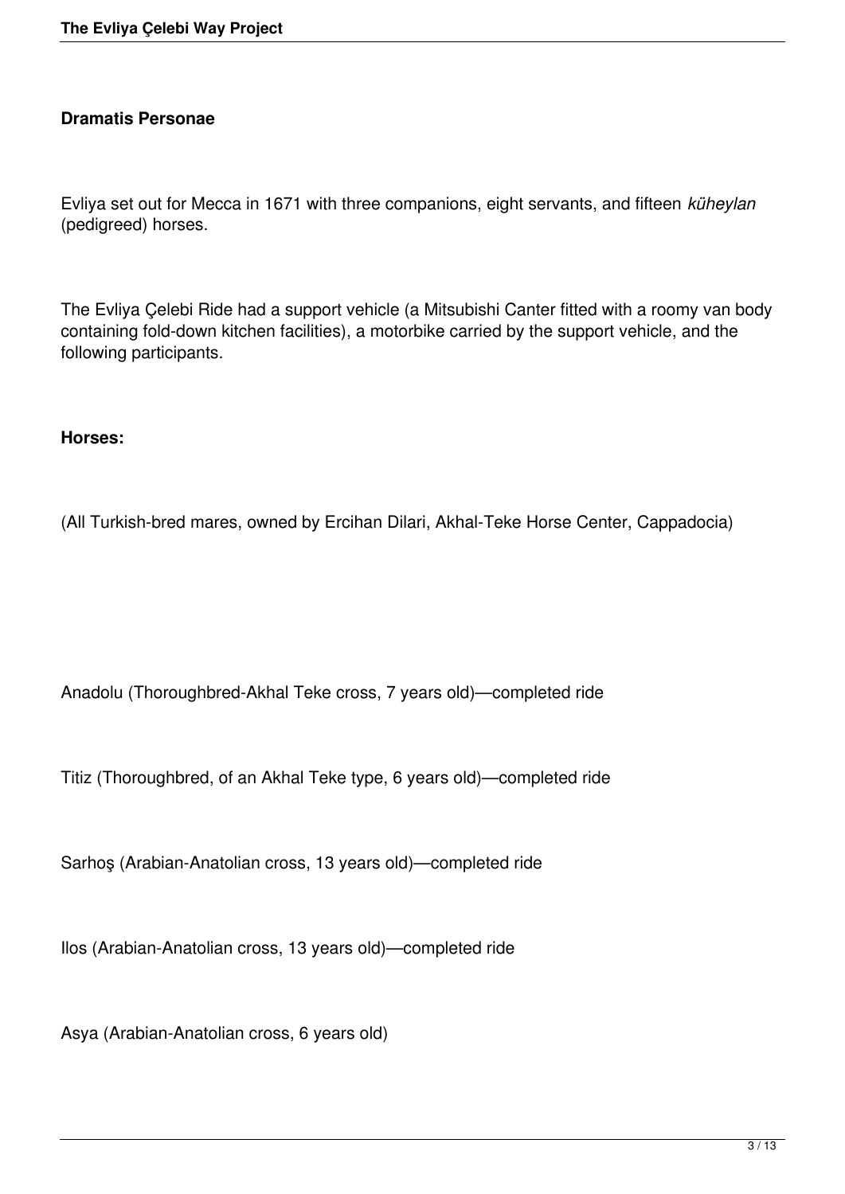**Dramatis Personae**

Evliya set out for Mecca in 1671 with three companions, eight servants, and fifteen *küheylan* (pedigreed) horses.

The Evliya Çelebi Ride had a support vehicle (a Mitsubishi Canter fitted with a roomy van body containing fold-down kitchen facilities), a motorbike carried by the support vehicle, and the following participants.

**Horses:**

(All Turkish-bred mares, owned by Ercihan Dilari, Akhal-Teke Horse Center, Cappadocia)

Anadolu (Thoroughbred-Akhal Teke cross, 7 years old)—completed ride

Titiz (Thoroughbred, of an Akhal Teke type, 6 years old)—completed ride

Sarhoş (Arabian-Anatolian cross, 13 years old)—completed ride

Ilos (Arabian-Anatolian cross, 13 years old)—completed ride

Asya (Arabian-Anatolian cross, 6 years old)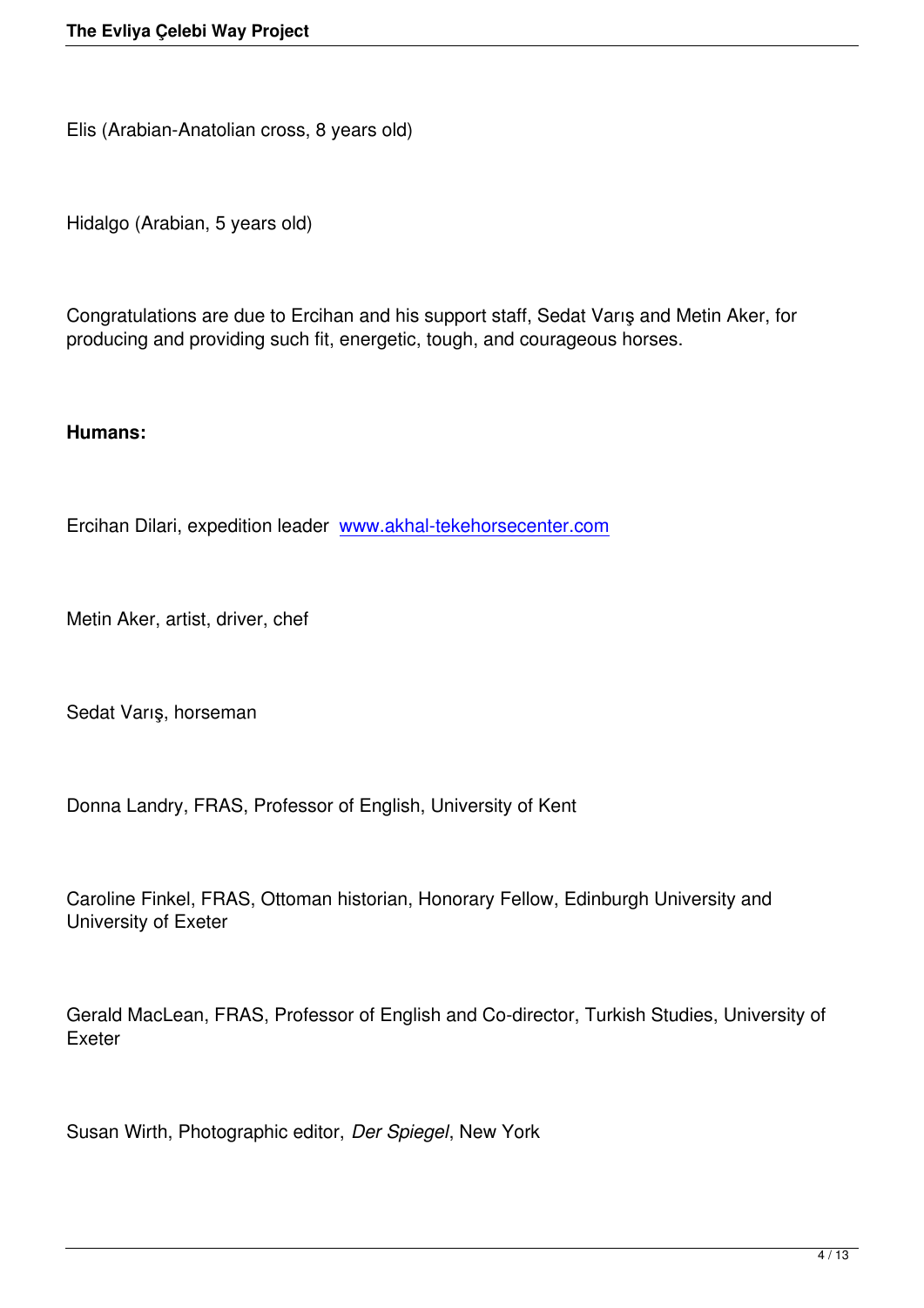Elis (Arabian-Anatolian cross, 8 years old)

Hidalgo (Arabian, 5 years old)

Congratulations are due to Ercihan and his support staff, Sedat Varış and Metin Aker, for producing and providing such fit, energetic, tough, and courageous horses.

**Humans:**

Ercihan Dilari, expedition leader [www.akhal-tekehorsecenter.com](http://www.akhal-tekehorsecenter.com)

Metin Aker, artist, driver, chef

Sedat Varış, horseman

Donna Landry, FRAS, Professor of English, University of Kent

Caroline Finkel, FRAS, Ottoman historian, Honorary Fellow, Edinburgh University and University of Exeter

Gerald MacLean, FRAS, Professor of English and Co-director, Turkish Studies, University of Exeter

Susan Wirth, Photographic editor, *Der Spiegel*, New York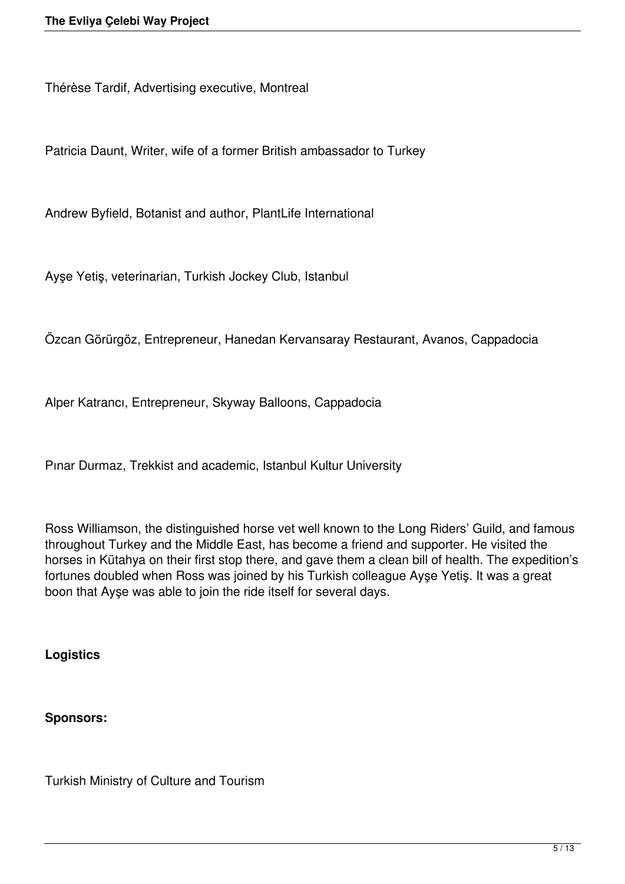Thérèse Tardif, Advertising executive, Montreal

Patricia Daunt, Writer, wife of a former British ambassador to Turkey

Andrew Byfield, Botanist and author, PlantLife International

Ayşe Yetiş, veterinarian, Turkish Jockey Club, Istanbul

Özcan Görürgöz, Entrepreneur, Hanedan Kervansaray Restaurant, Avanos, Cappadocia

Alper Katrancı, Entrepreneur, Skyway Balloons, Cappadocia

Pınar Durmaz, Trekkist and academic, Istanbul Kultur University

Ross Williamson, the distinguished horse vet well known to the Long Riders' Guild, and famous throughout Turkey and the Middle East, has become a friend and supporter. He visited the horses in Kütahya on their first stop there, and gave them a clean bill of health. The expedition's fortunes doubled when Ross was joined by his Turkish colleague Ayşe Yetiş. It was a great boon that Ayşe was able to join the ride itself for several days.

**Logistics**

**Sponsors:**

Turkish Ministry of Culture and Tourism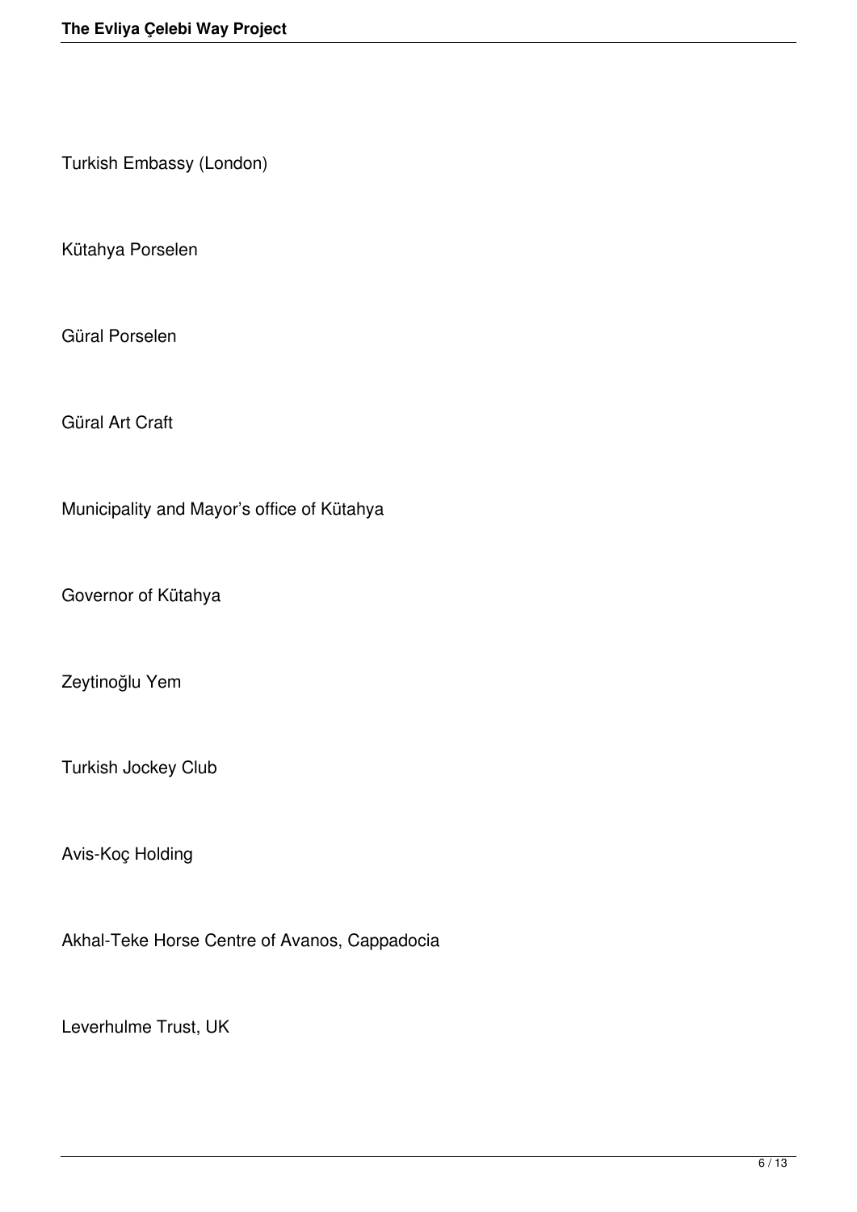Turkish Embassy (London)

Kütahya Porselen

Güral Porselen

Güral Art Craft

Municipality and Mayor’s office of Kütahya

Governor of Kütahya

Zeytinoğlu Yem

Turkish Jockey Club

Avis-Koç Holding

Akhal-Teke Horse Centre of Avanos, Cappadocia

Leverhulme Trust, UK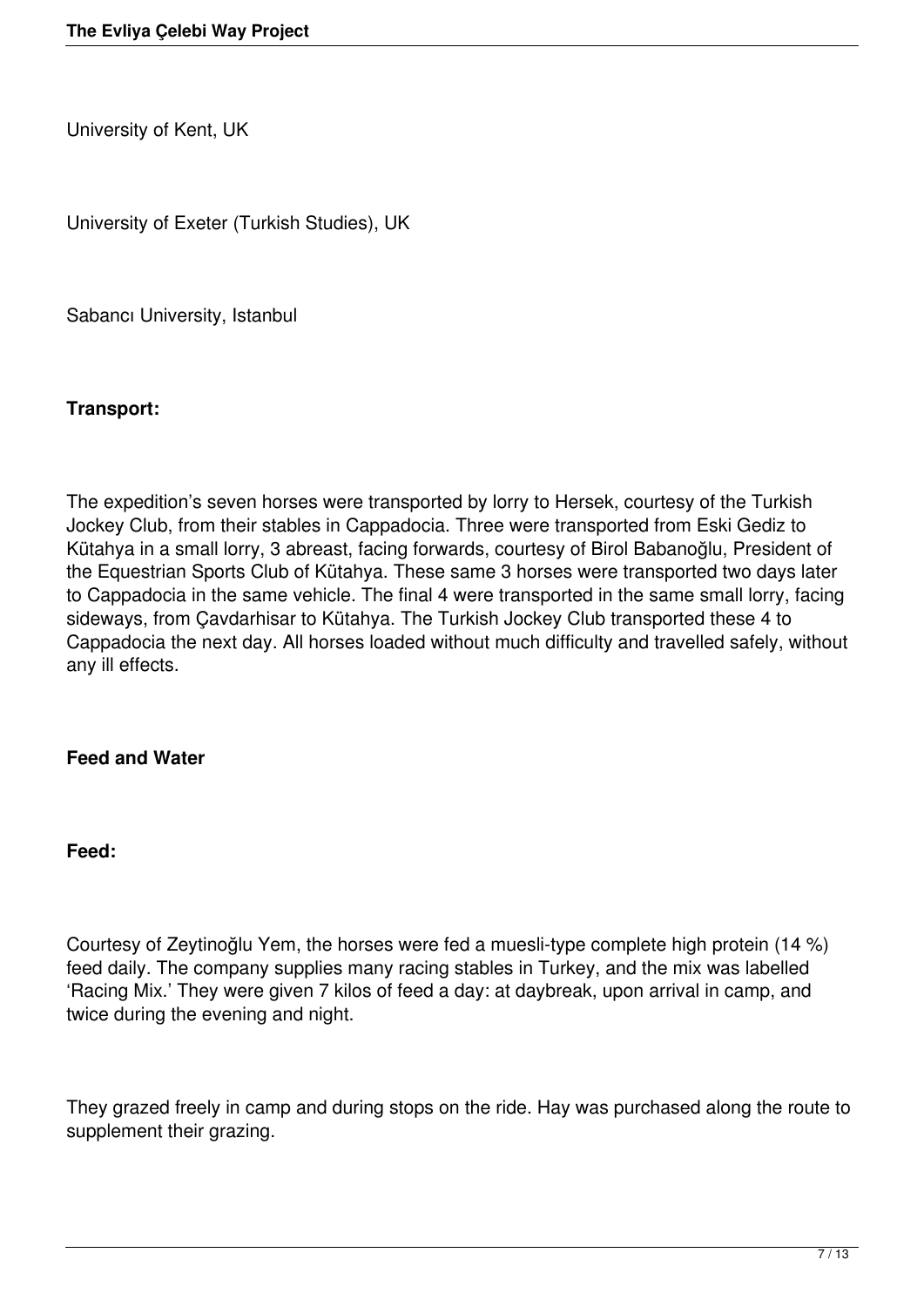University of Kent, UK

University of Exeter (Turkish Studies), UK

Sabancı University, Istanbul

**Transport:**

The expedition's seven horses were transported by lorry to Hersek, courtesy of the Turkish Jockey Club, from their stables in Cappadocia. Three were transported from Eski Gediz to Kütahya in a small lorry, 3 abreast, facing forwards, courtesy of Birol Babanoğlu, President of the Equestrian Sports Club of Kütahya. These same 3 horses were transported two days later to Cappadocia in the same vehicle. The final 4 were transported in the same small lorry, facing sideways, from Çavdarhisar to Kütahya. The Turkish Jockey Club transported these 4 to Cappadocia the next day. All horses loaded without much difficulty and travelled safely, without any ill effects.

**Feed and Water**

**Feed:**

Courtesy of Zeytinoğlu Yem, the horses were fed a muesli-type complete high protein (14 %) feed daily. The company supplies many racing stables in Turkey, and the mix was labelled 'Racing Mix.' They were given 7 kilos of feed a day: at daybreak, upon arrival in camp, and twice during the evening and night.

They grazed freely in camp and during stops on the ride. Hay was purchased along the route to supplement their grazing.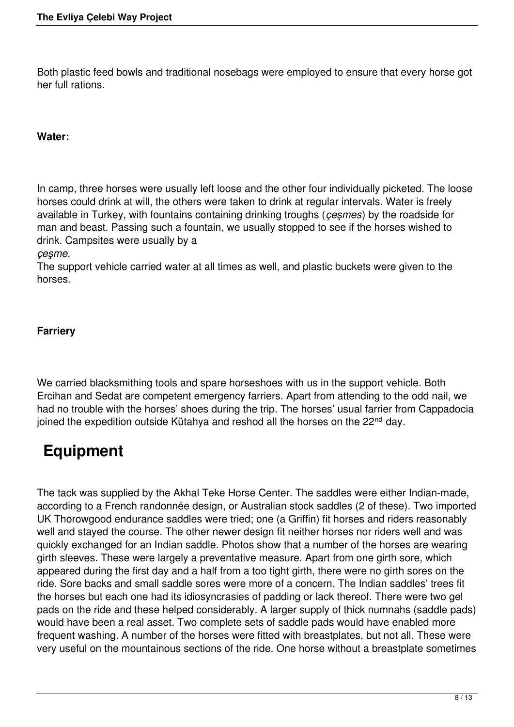Both plastic feed bowls and traditional nosebags were employed to ensure that every horse got her full rations.

**Water:**

In camp, three horses were usually left loose and the other four individually picketed. The loose horses could drink at will, the others were taken to drink at regular intervals. Water is freely available in Turkey, with fountains containing drinking troughs (*çeşmes*) by the roadside for man and beast. Passing such a fountain, we usually stopped to see if the horses wished to drink. Campsites were usually by a *çeşme.*

The support vehicle carried water at all times as well, and plastic buckets were given to the horses.

**Farriery**

We carried blacksmithing tools and spare horseshoes with us in the support vehicle. Both Ercihan and Sedat are competent emergency farriers. Apart from attending to the odd nail, we had no trouble with the horses' shoes during the trip. The horses' usual farrier from Cappadocia joined the expedition outside Kütahya and reshod all the horses on the 22nd day.

# Equipment

The tack was supplied by the Akhal Teke Horse Center. The saddles were either Indian-made, according to a French randonnée design, or Australian stock saddles (2 of these). Two imported UK Thorowgood endurance saddles were tried; one (a Griffin) fit horses and riders reasonably well and stayed the course. The other newer design fit neither horses nor riders well and was quickly exchanged for an Indian saddle. Photos show that a number of the horses are wearing girth sleeves. These were largely a preventative measure. Apart from one girth sore, which appeared during the first day and a half from a too tight girth, there were no girth sores on the ride. Sore backs and small saddle sores were more of a concern. The Indian saddles' trees fit the horses but each one had its idiosyncrasies of padding or lack thereof. There were two gel pads on the ride and these helped considerably. A larger supply of thick numnahs (saddle pads) would have been a real asset. Two complete sets of saddle pads would have enabled more frequent washing. A number of the horses were fitted with breastplates, but not all. These were very useful on the mountainous sections of the ride. One horse without a breastplate sometimes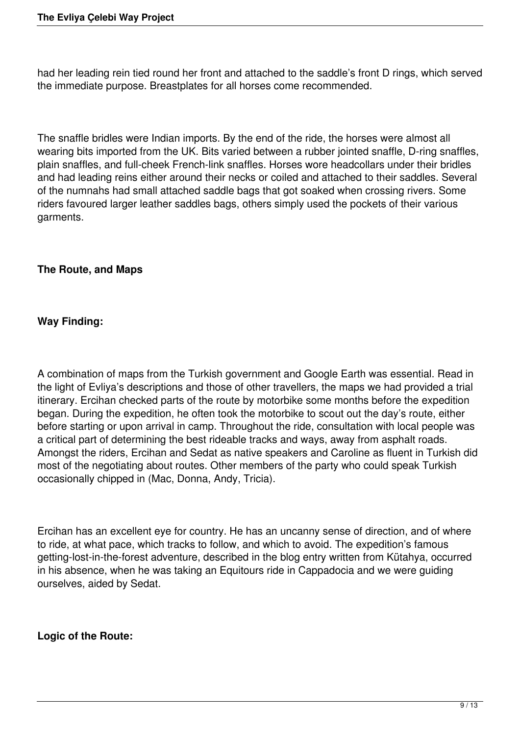had her leading rein tied round her front and attached to the saddle's front D rings, which served the immediate purpose. Breastplates for all horses come recommended.

The snaffle bridles were Indian imports. By the end of the ride, the horses were almost all wearing bits imported from the UK. Bits varied between a rubber jointed snaffle, D-ring snaffles, plain snaffles, and full-cheek French-link snaffles. Horses wore headcollars under their bridles and had leading reins either around their necks or coiled and attached to their saddles. Several of the numnahs had small attached saddle bags that got soaked when crossing rivers. Some riders favoured larger leather saddles bags, others simply used the pockets of their various garments.

**The Route, and Maps**

**Way Finding:**

A combination of maps from the Turkish government and Google Earth was essential. Read in the light of Evliya's descriptions and those of other travellers, the maps we had provided a trial itinerary. Ercihan checked parts of the route by motorbike some months before the expedition began. During the expedition, he often took the motorbike to scout out the day's route, either before starting or upon arrival in camp. Throughout the ride, consultation with local people was a critical part of determining the best rideable tracks and ways, away from asphalt roads. Amongst the riders, Ercihan and Sedat as native speakers and Caroline as fluent in Turkish did most of the negotiating about routes. Other members of the party who could speak Turkish occasionally chipped in (Mac, Donna, Andy, Tricia).

Ercihan has an excellent eye for country. He has an uncanny sense of direction, and of where to ride, at what pace, which tracks to follow, and which to avoid. The expedition's famous getting-lost-in-the-forest adventure, described in the blog entry written from Kütahya, occurred in his absence, when he was taking an Equitours ride in Cappadocia and we were guiding ourselves, aided by Sedat.

**Logic of the Route:**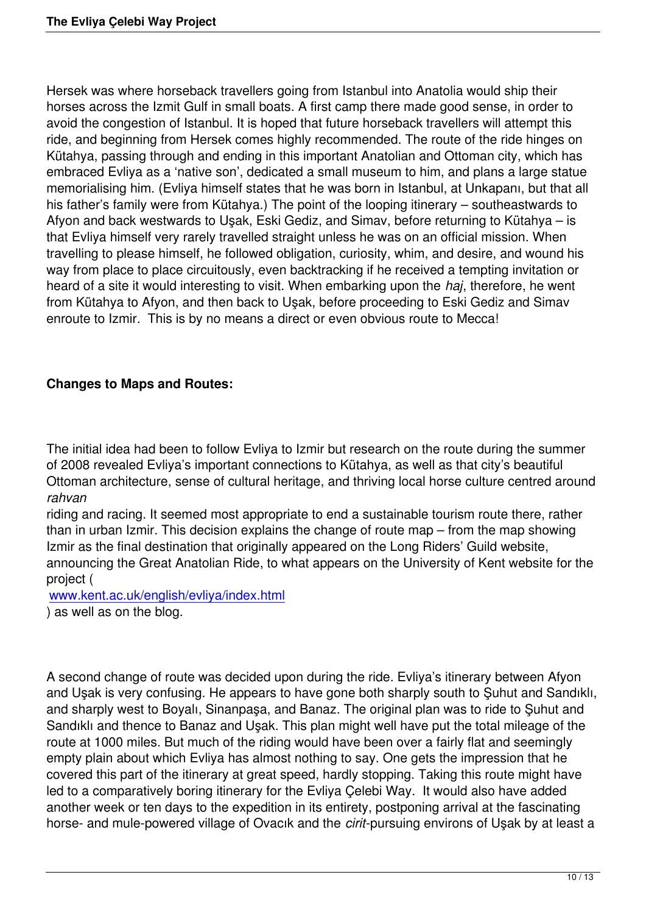Hersek was where horseback travellers going from Istanbul into Anatolia would ship their horses across the Izmit Gulf in small boats. A first camp there made good sense, in order to avoid the congestion of Istanbul. It is hoped that future horseback travellers will attempt this ride, and beginning from Hersek comes highly recommended. The route of the ride hinges on Kütahya, passing through and ending in this important Anatolian and Ottoman city, which has embraced Evliya as a 'native son', dedicated a small museum to him, and plans a large statue memorialising him. (Evliya himself states that he was born in Istanbul, at Unkapanı, but that all his father's family were from Kütahya.) The point of the looping itinerary – southeastwards to Afyon and back westwards to Uşak, Eski Gediz, and Simav, before returning to Kütahya – is that Evliya himself very rarely travelled straight unless he was on an official mission. When travelling to please himself, he followed obligation, curiosity, whim, and desire, and wound his way from place to place circuitously, even backtracking if he received a tempting invitation or heard of a site it would interesting to visit. When embarking upon the *haj*, therefore, he went from Kütahya to Afyon, and then back to Uşak, before proceeding to Eski Gediz and Simav enroute to Izmir. This is by no means a direct or even obvious route to Mecca!

**Changes to Maps and Routes:**

The initial idea had been to follow Evliya to Izmir but research on the route during the summer of 2008 revealed Evliya's important connections to Kütahya, as well as that city's beautiful Ottoman architecture, sense of cultural heritage, and thriving local horse culture centred around *rahvan* riding and racing. It seemed most appropriate to end a sustainable tourism route there, rather than in urban Izmir. This decision explains the change of route map – from the map showing Izmir as the final destination that originally appeared on the Long Riders' Guild website, announcing the Great Anatolian Ride, to what appears on the University of Kent website for the project ( www.kent.ac.uk/english/evliya/index.html ) as well as on the blog.

A second change of route was decided upon during the ride. Evliya's itinerary between Afyon and Uşak is very confusing. He appears to have gone both sharply south to Şuhut and Sandıklı, and sharply west to Boyalı, Sinanpaşa, and Banaz. The original plan was to ride to Şuhut and Sandıklı and thence to Banaz and Uşak. This plan might well have put the total mileage of the route at 1000 miles. But much of the riding would have been over a fairly flat and seemingly empty plain about which Evliya has almost nothing to say. One gets the impression that he covered this part of the itinerary at great speed, hardly stopping. Taking this route might have led to a comparatively boring itinerary for the Evliya Çelebi Way. It would also have added another week or ten days to the expedition in its entirety, postponing arrival at the fascinating horse- and mule-powered village of Ovacık and the *cirit*-pursuing environs of Uşak by at least a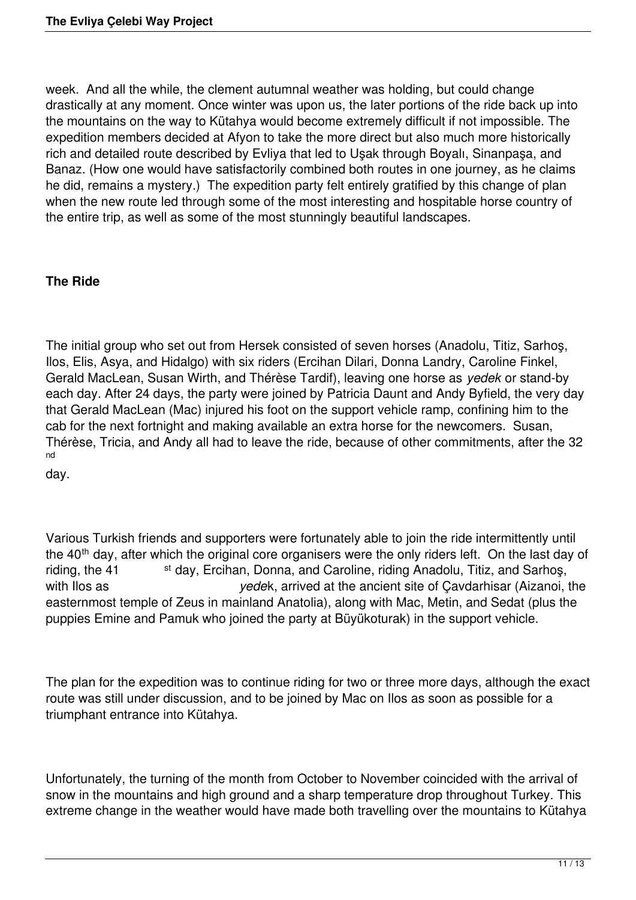week. And all the while, the clement autumnal weather was holding, but could change drastically at any moment. Once winter was upon us, the later portions of the ride back up into the mountains on the way to Kütahya would become extremely difficult if not impossible. The expedition members decided at Afyon to take the more direct but also much more historically rich and detailed route described by Evliya that led to Uşak through Boyalı, Sinanpaşa, and Banaz. (How one would have satisfactorily combined both routes in one journey, as he claims he did, remains a mystery.) The expedition party felt entirely gratified by this change of plan when the new route led through some of the most interesting and hospitable horse country of the entire trip, as well as some of the most stunningly beautiful landscapes.

**The Ride**

The initial group who set out from Hersek consisted of seven horses (Anadolu, Titiz, Sarhoş, Ilos, Elis, Asya, and Hidalgo) with six riders (Ercihan Dilari, Donna Landry, Caroline Finkel, Gerald MacLean, Susan Wirth, and Thérèse Tardif), leaving one horse as *yedek* or stand-by each day. After 24 days, the party were joined by Patricia Daunt and Andy Byfield, the very day that Gerald MacLean (Mac) injured his foot on the support vehicle ramp, confining him to the cab for the next fortnight and making available an extra horse for the newcomers. Susan, Thérèse, Tricia, and Andy all had to leave the ride, because of other commitments, after the 32nd day.

Various Turkish friends and supporters were fortunately able to join the ride intermittently until the 40th day, after which the original core organisers were the only riders left. On the last day of riding, the 41st day, Ercihan, Donna, and Caroline, riding Anadolu, Titiz, and Sarhoş, with Ilos as *yedek*, arrived at the ancient site of Çavdarhisar (Aizanoi, the easternmost temple of Zeus in mainland Anatolia), along with Mac, Metin, and Sedat (plus the puppies Emine and Pamuk who joined the party at Büyükoturak) in the support vehicle.

The plan for the expedition was to continue riding for two or three more days, although the exact route was still under discussion, and to be joined by Mac on Ilos as soon as possible for a triumphant entrance into Kütahya.

Unfortunately, the turning of the month from October to November coincided with the arrival of snow in the mountains and high ground and a sharp temperature drop throughout Turkey. This extreme change in the weather would have made both travelling over the mountains to Kütahya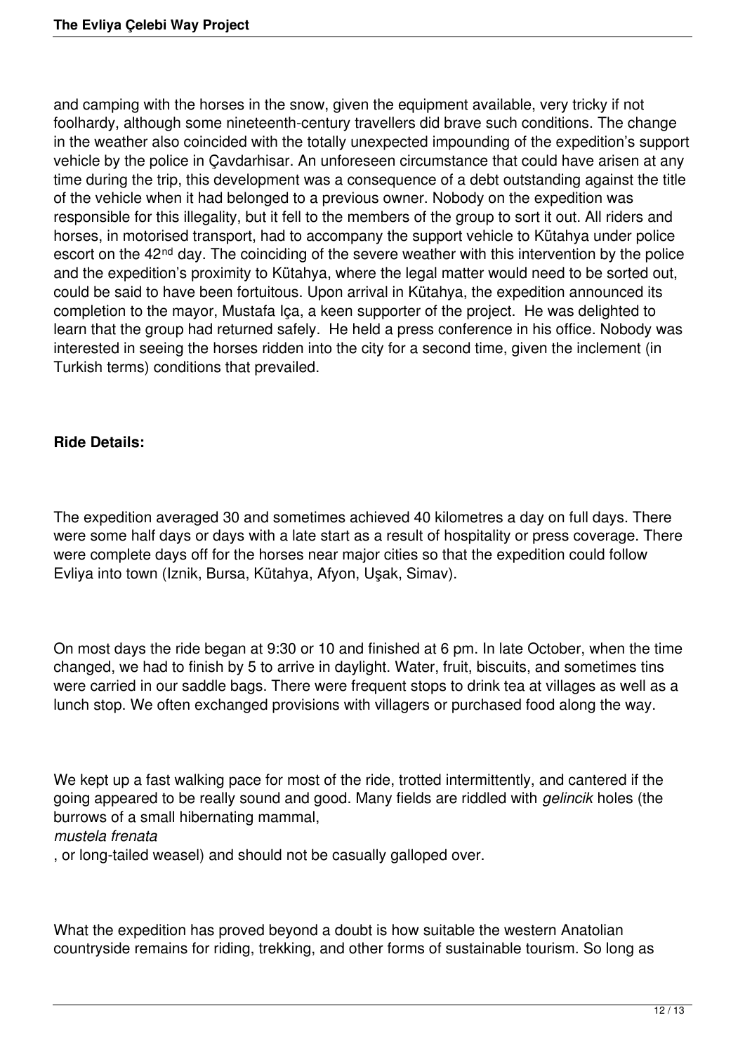and camping with the horses in the snow, given the equipment available, very tricky if not foolhardy, although some nineteenth-century travellers did brave such conditions. The change in the weather also coincided with the totally unexpected impounding of the expedition's support vehicle by the police in Çavdarhisar. An unforeseen circumstance that could have arisen at any time during the trip, this development was a consequence of a debt outstanding against the title of the vehicle when it had belonged to a previous owner. Nobody on the expedition was responsible for this illegality, but it fell to the members of the group to sort it out. All riders and horses, in motorised transport, had to accompany the support vehicle to Kütahya under police escort on the 42nd day. The coinciding of the severe weather with this intervention by the police and the expedition's proximity to Kütahya, where the legal matter would need to be sorted out, could be said to have been fortuitous. Upon arrival in Kütahya, the expedition announced its completion to the mayor, Mustafa Iça, a keen supporter of the project. He was delighted to learn that the group had returned safely. He held a press conference in his office. Nobody was interested in seeing the horses ridden into the city for a second time, given the inclement (in Turkish terms) conditions that prevailed.

**Ride Details:**

The expedition averaged 30 and sometimes achieved 40 kilometres a day on full days. There were some half days or days with a late start as a result of hospitality or press coverage. There were complete days off for the horses near major cities so that the expedition could follow Evliya into town (Iznik, Bursa, Kütahya, Afyon, Uşak, Simav).

On most days the ride began at 9:30 or 10 and finished at 6 pm. In late October, when the time changed, we had to finish by 5 to arrive in daylight. Water, fruit, biscuits, and sometimes tins were carried in our saddle bags. There were frequent stops to drink tea at villages as well as a lunch stop. We often exchanged provisions with villagers or purchased food along the way.

We kept up a fast walking pace for most of the ride, trotted intermittently, and cantered if the going appeared to be really sound and good. Many fields are riddled with *gelincik* holes (the burrows of a small hibernating mammal, *mustela frenata*, or long-tailed weasel) and should not be casually galloped over.

What the expedition has proved beyond a doubt is how suitable the western Anatolian countryside remains for riding, trekking, and other forms of sustainable tourism. So long as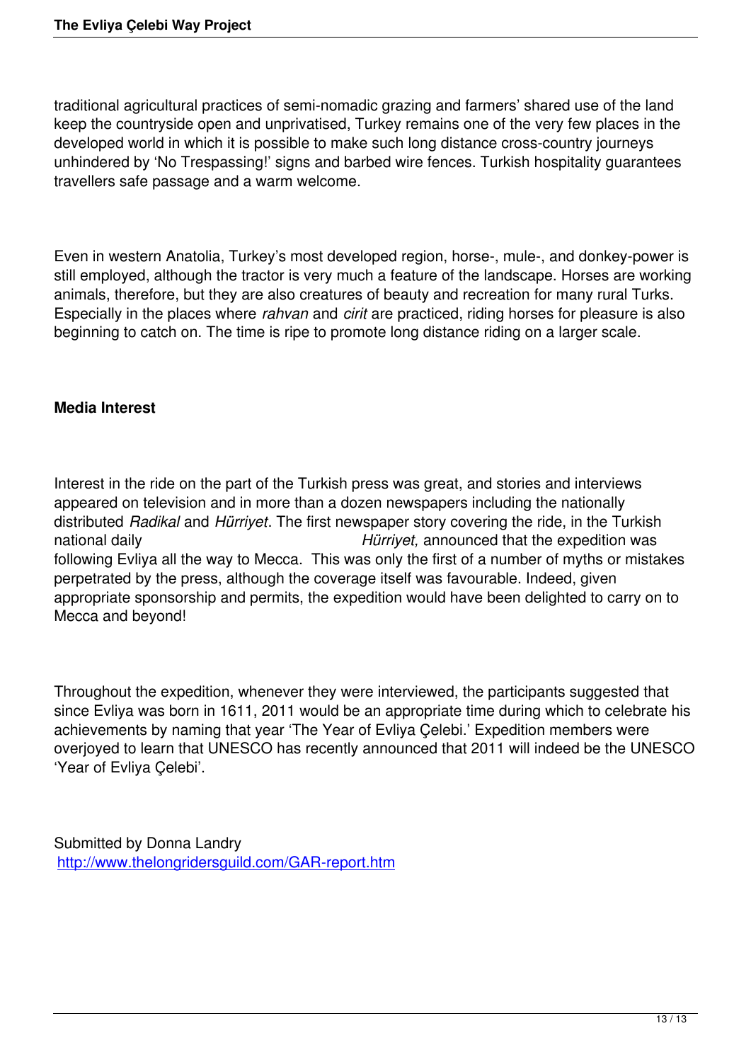traditional agricultural practices of semi-nomadic grazing and farmers' shared use of the land keep the countryside open and unprivatised, Turkey remains one of the very few places in the developed world in which it is possible to make such long distance cross-country journeys unhindered by 'No Trespassing!' signs and barbed wire fences. Turkish hospitality guarantees travellers safe passage and a warm welcome.

Even in western Anatolia, Turkey's most developed region, horse-, mule-, and donkey-power is still employed, although the tractor is very much a feature of the landscape. Horses are working animals, therefore, but they are also creatures of beauty and recreation for many rural Turks. Especially in the places where *rahvan* and *cirit* are practiced, riding horses for pleasure is also beginning to catch on. The time is ripe to promote long distance riding on a larger scale.

**Media Interest**

Interest in the ride on the part of the Turkish press was great, and stories and interviews appeared on television and in more than a dozen newspapers including the nationally distributed *Radikal* and *Hürriyet*. The first newspaper story covering the ride, in the Turkish national daily *Hürriyet,* announced that the expedition was following Evliya all the way to Mecca. This was only the first of a number of myths or mistakes perpetrated by the press, although the coverage itself was favourable. Indeed, given appropriate sponsorship and permits, the expedition would have been delighted to carry on to Mecca and beyond!

Throughout the expedition, whenever they were interviewed, the participants suggested that since Evliya was born in 1611, 2011 would be an appropriate time during which to celebrate his achievements by naming that year 'The Year of Evliya Çelebi.' Expedition members were overjoyed to learn that UNESCO has recently announced that 2011 will indeed be the UNESCO 'Year of Evliya Çelebi'.

Submitted by Donna Landry
http://www.thelongridersguild.com/GAR-report.htm